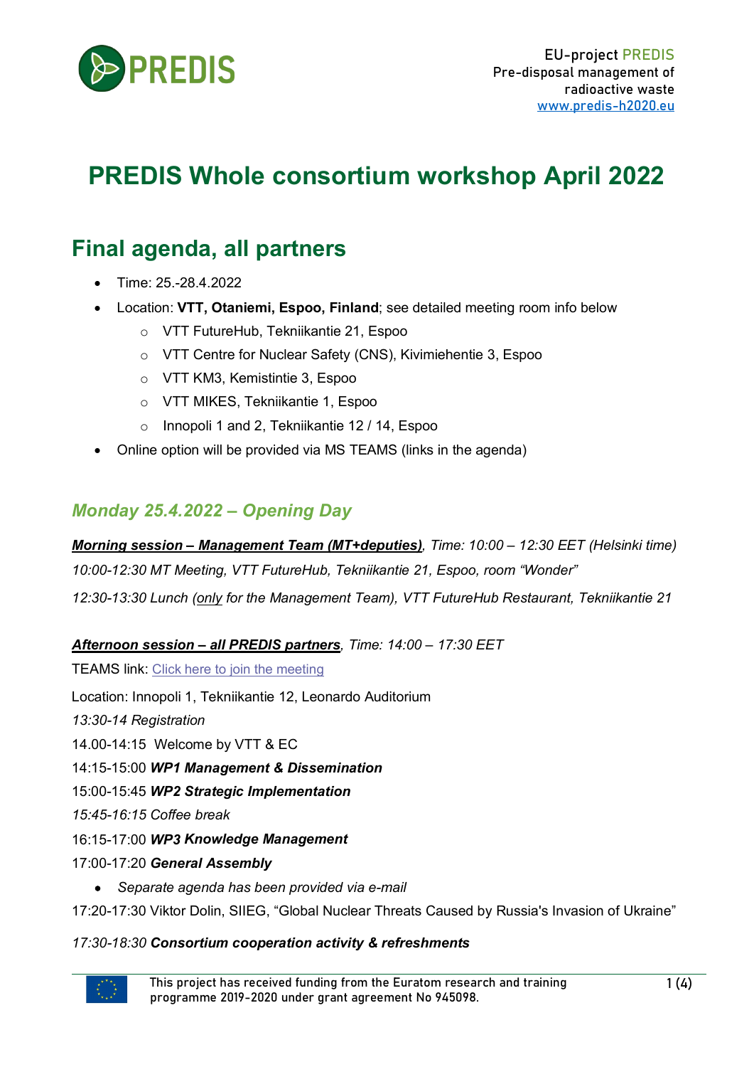EU-project PREDIS
Pre-disposal management of radioactive waste
www.predis-h2020.eu

# PREDIS Whole consortium workshop April 2022

## Final agenda, all partners

- Time: 25.-28.4.2022
- Location: **VTT, Otaniemi, Espoo, Finland**; see detailed meeting room info below
  - VTT FutureHub, Tekniikantie 21, Espoo
  - VTT Centre for Nuclear Safety (CNS), Kivimiehentie 3, Espoo
  - VTT KM3, Kemistintie 3, Espoo
  - VTT MIKES, Tekniikantie 1, Espoo
  - Innopoli 1 and 2, Tekniikantie 12 / 14, Espoo
- Online option will be provided via MS TEAMS (links in the agenda)

### *Monday 25.4.2022 – Opening Day*

***Morning session – Management Team (MT+deputies)****, Time: 10:00 – 12:30 EET (Helsinki time)*

*10:00-12:30 MT Meeting, VTT FutureHub, Tekniikantie 21, Espoo, room "Wonder"*

*12:30-13:30 Lunch (only for the Management Team), VTT FutureHub Restaurant, Tekniikantie 21*

***Afternoon session – all PREDIS partners****, Time: 14:00 – 17:30 EET*

TEAMS link: Click here to join the meeting

Location: Innopoli 1, Tekniikantie 12, Leonardo Auditorium

*13:30-14 Registration*

14.00-14:15 Welcome by VTT & EC

14:15-15:00 ***WP1 Management & Dissemination***

15:00-15:45 ***WP2 Strategic Implementation***

*15:45-16:15 Coffee break*

16:15-17:00 ***WP3 Knowledge Management***

17:00-17:20 ***General Assembly***

- *Separate agenda has been provided via e-mail*

17:20-17:30 Viktor Dolin, SIIEG, "Global Nuclear Threats Caused by Russia's Invasion of Ukraine"

*17:30-18:30* ***Consortium cooperation activity & refreshments***

This project has received funding from the Euratom research and training programme 2019-2020 under grant agreement No 945098.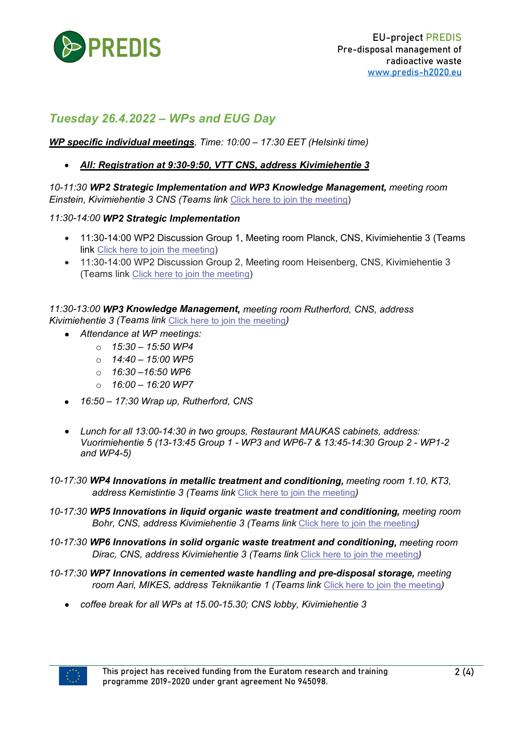## *Tuesday 26.4.2022 – WPs and EUG Day*

***WP specific individual meetings**, Time: 10:00 – 17:30 EET (Helsinki time)*

- ***All: Registration at 9:30-9:50, VTT CNS, address Kivimiehentie 3***

*10-11:30* ***WP2 Strategic Implementation and WP3 Knowledge Management,*** *meeting room Einstein, Kivimiehentie 3 CNS (Teams link* Click here to join the meeting)

*11:30-14:00* ***WP2 Strategic Implementation***

- 11:30-14:00 WP2 Discussion Group 1, Meeting room Planck, CNS, Kivimiehentie 3 (Teams link Click here to join the meeting)
- 11:30-14:00 WP2 Discussion Group 2, Meeting room Heisenberg, CNS, Kivimiehentie 3 (Teams link Click here to join the meeting)

*11:30-13:00* ***WP3 Knowledge Management,*** *meeting room Rutherford, CNS, address Kivimiehentie 3 (Teams link* Click here to join the meeting*)*

- *Attendance at WP meetings:*
  - *15:30 – 15:50 WP4*
  - *14:40 – 15:00 WP5*
  - *16:30 –16:50 WP6*
  - *16:00 – 16:20 WP7*
- *16:50 – 17:30 Wrap up, Rutherford, CNS*
- *Lunch for all 13:00-14:30 in two groups, Restaurant MAUKAS cabinets, address: Vuorimiehentie 5 (13-13:45 Group 1 - WP3 and WP6-7 & 13:45-14:30 Group 2 - WP1-2 and WP4-5)*

*10-17:30* ***WP4 Innovations in metallic treatment and conditioning,*** *meeting room 1.10, KT3, address Kemistintie 3 (Teams link* Click here to join the meeting*)*

*10-17:30* ***WP5 Innovations in liquid organic waste treatment and conditioning,*** *meeting room Bohr, CNS, address Kivimiehentie 3 (Teams link* Click here to join the meeting*)*

*10-17:30* ***WP6 Innovations in solid organic waste treatment and conditioning,*** *meeting room Dirac, CNS, address Kivimiehentie 3 (Teams link* Click here to join the meeting*)*

*10-17:30* ***WP7 Innovations in cemented waste handling and pre-disposal storage,*** *meeting room Aari, MIKES, address Tekniikantie 1 (Teams link* Click here to join the meeting*)*

- *coffee break for all WPs at 15.00-15.30; CNS lobby, Kivimiehentie 3*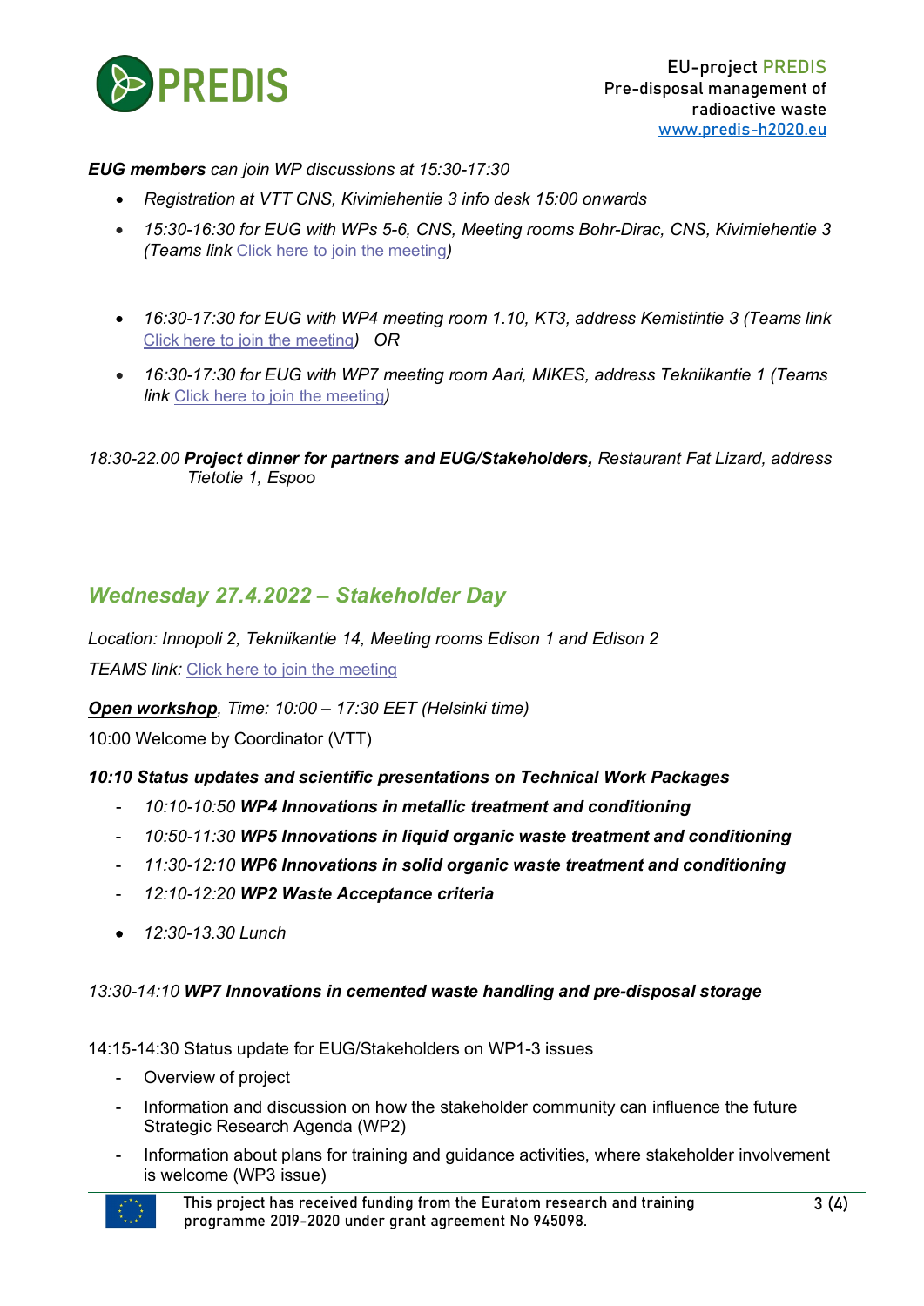***EUG members** can join WP discussions at 15:30-17:30*

- *Registration at VTT CNS, Kivimiehentie 3 info desk 15:00 onwards*
- *15:30-16:30 for EUG with WPs 5-6, CNS, Meeting rooms Bohr-Dirac, CNS, Kivimiehentie 3 (Teams link* Click here to join the meeting*)*
- *16:30-17:30 for EUG with WP4 meeting room 1.10, KT3, address Kemistintie 3 (Teams link* Click here to join the meeting*) OR*
- *16:30-17:30 for EUG with WP7 meeting room Aari, MIKES, address Tekniikantie 1 (Teams link* Click here to join the meeting*)*

*18:30-22.00* ***Project dinner for partners and EUG/Stakeholders,*** *Restaurant Fat Lizard, address Tietotie 1, Espoo*

## *Wednesday 27.4.2022 – Stakeholder Day*

*Location: Innopoli 2, Tekniikantie 14, Meeting rooms Edison 1 and Edison 2*

*TEAMS link:* Click here to join the meeting

***Open workshop****, Time: 10:00 – 17:30 EET (Helsinki time)*

10:00 Welcome by Coordinator (VTT)

***10:10 Status updates and scientific presentations on Technical Work Packages***

- *10:10-10:50* ***WP4 Innovations in metallic treatment and conditioning***
- *10:50-11:30* ***WP5 Innovations in liquid organic waste treatment and conditioning***
- *11:30-12:10* ***WP6 Innovations in solid organic waste treatment and conditioning***
- *12:10-12:20* ***WP2 Waste Acceptance criteria***

- *12:30-13.30 Lunch*

*13:30-14:10* ***WP7 Innovations in cemented waste handling and pre-disposal storage***

14:15-14:30 Status update for EUG/Stakeholders on WP1-3 issues

- Overview of project
- Information and discussion on how the stakeholder community can influence the future Strategic Research Agenda (WP2)
- Information about plans for training and guidance activities, where stakeholder involvement is welcome (WP3 issue)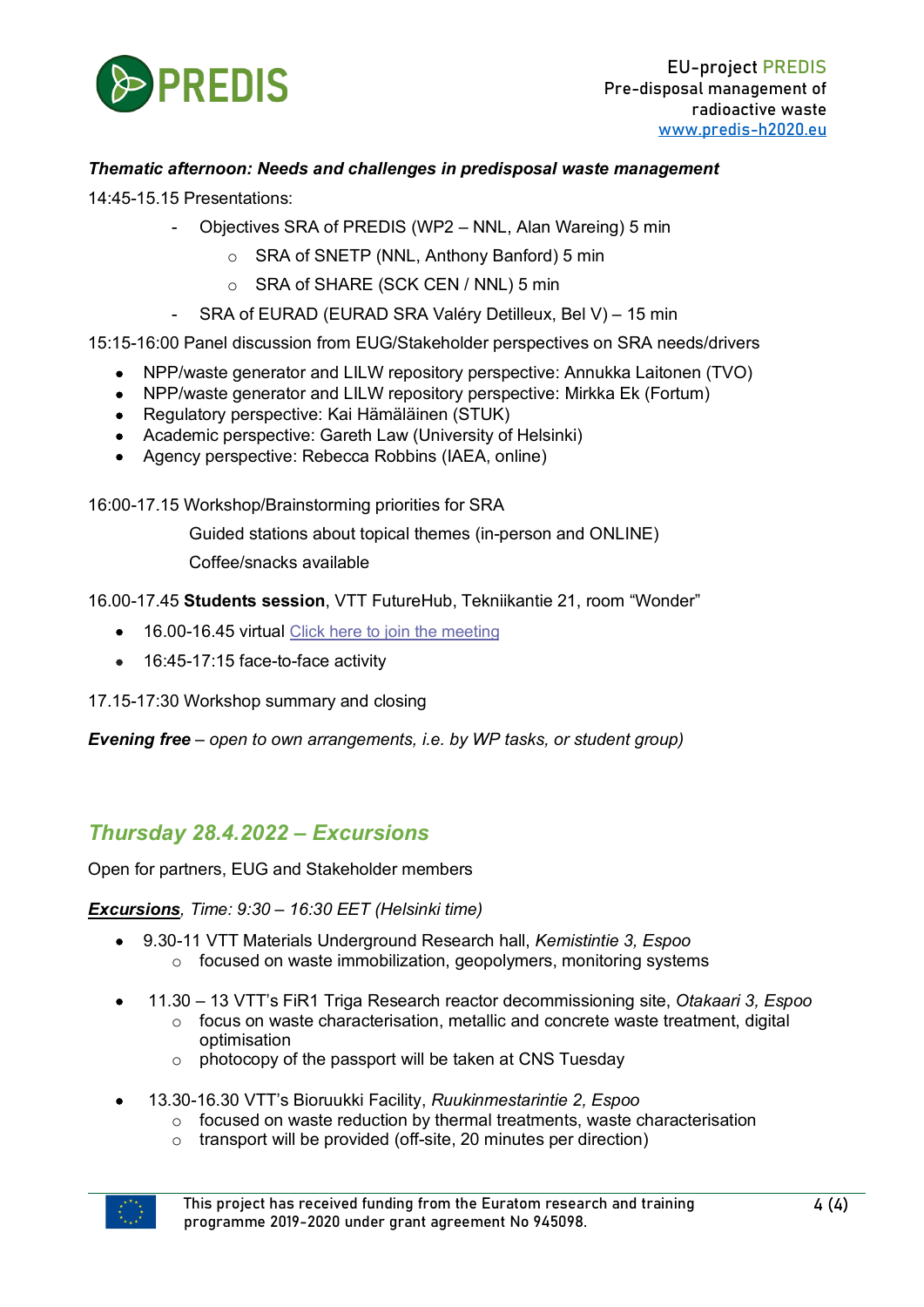***Thematic afternoon: Needs and challenges in predisposal waste management***

14:45-15.15 Presentations:

- Objectives SRA of PREDIS (WP2 – NNL, Alan Wareing) 5 min
  - SRA of SNETP (NNL, Anthony Banford) 5 min
  - SRA of SHARE (SCK CEN / NNL) 5 min
- SRA of EURAD (EURAD SRA Valéry Detilleux, Bel V) – 15 min

15:15-16:00 Panel discussion from EUG/Stakeholder perspectives on SRA needs/drivers

- NPP/waste generator and LILW repository perspective: Annukka Laitonen (TVO)
- NPP/waste generator and LILW repository perspective: Mirkka Ek (Fortum)
- Regulatory perspective: Kai Hämäläinen (STUK)
- Academic perspective: Gareth Law (University of Helsinki)
- Agency perspective: Rebecca Robbins (IAEA, online)

16:00-17.15 Workshop/Brainstorming priorities for SRA

Guided stations about topical themes (in-person and ONLINE)

Coffee/snacks available

16.00-17.45 **Students session**, VTT FutureHub, Tekniikantie 21, room "Wonder"

- 16.00-16.45 virtual [Click here to join the meeting]
- 16:45-17:15 face-to-face activity

17.15-17:30 Workshop summary and closing

***Evening free** – open to own arrangements, i.e. by WP tasks, or student group)*

## *Thursday 28.4.2022 – Excursions*

Open for partners, EUG and Stakeholder members

***Excursions**, Time: 9:30 – 16:30 EET (Helsinki time)*

- 9.30-11 VTT Materials Underground Research hall, *Kemistintie 3, Espoo*
  - focused on waste immobilization, geopolymers, monitoring systems
- 11.30 – 13 VTT's FiR1 Triga Research reactor decommissioning site, *Otakaari 3, Espoo*
  - focus on waste characterisation, metallic and concrete waste treatment, digital optimisation
  - photocopy of the passport will be taken at CNS Tuesday
- 13.30-16.30 VTT's Bioruukki Facility, *Ruukinmestarintie 2, Espoo*
  - focused on waste reduction by thermal treatments, waste characterisation
  - transport will be provided (off-site, 20 minutes per direction)

This project has received funding from the Euratom research and training programme 2019-2020 under grant agreement No 945098.